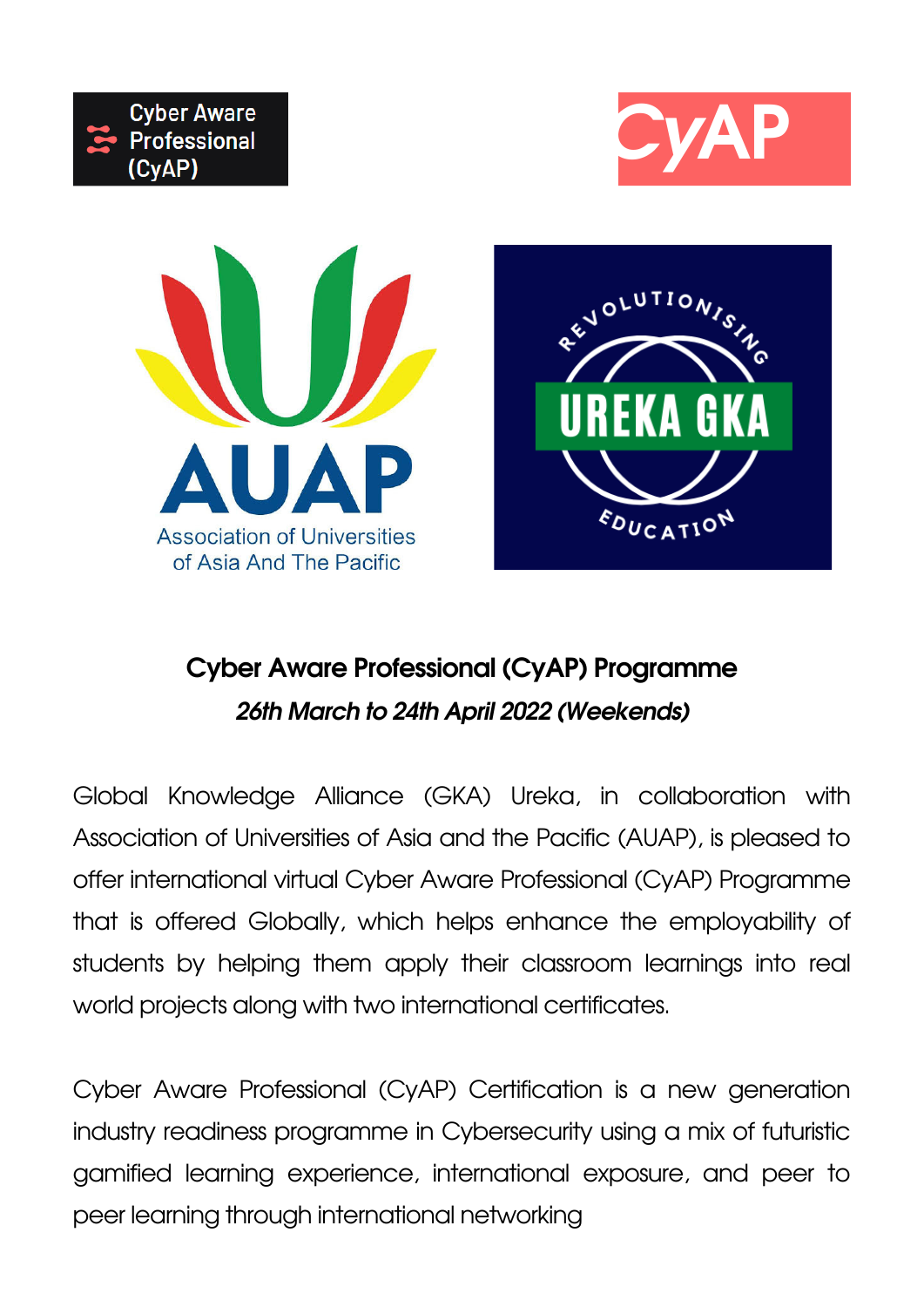# Cyber Aware Professional (CyAP) Programme

***26th March to 24th April 2022 (Weekends)***

Global Knowledge Alliance (GKA) Ureka, in collaboration with Association of Universities of Asia and the Pacific (AUAP), is pleased to offer international virtual Cyber Aware Professional (CyAP) Programme that is offered Globally, which helps enhance the employability of students by helping them apply their classroom learnings into real world projects along with two international certificates.

Cyber Aware Professional (CyAP) Certification is a new generation industry readiness programme in Cybersecurity using a mix of futuristic gamified learning experience, international exposure, and peer to peer learning through international networking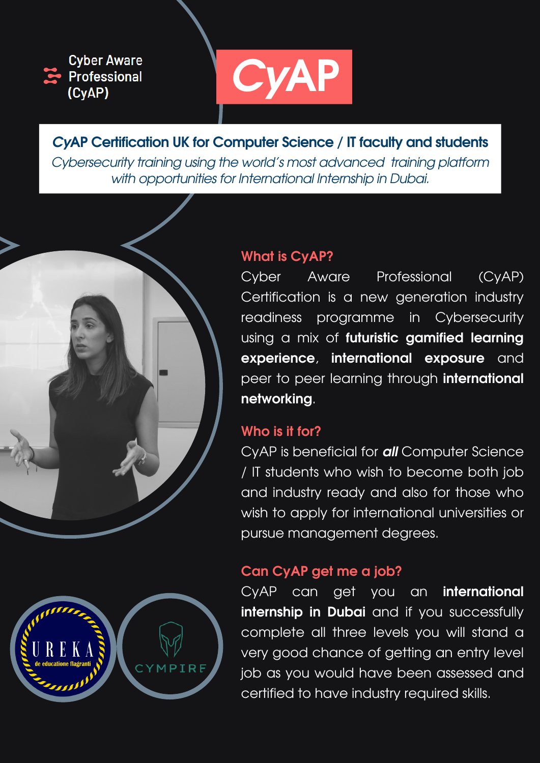Cyber Aware Professional (CyAP)

# CyAP

## *CyAP* Certification UK for Computer Science / IT faculty and students

*Cybersecurity training using the world's most advanced training platform with opportunities for International Internship in Dubai.*

### What is CyAP?

Cyber Aware Professional (CyAP) Certification is a new generation industry readiness programme in Cybersecurity using a mix of **futuristic gamified learning experience**, **international exposure** and peer to peer learning through **international networking**.

### Who is it for?

CyAP is beneficial for ***all*** Computer Science / IT students who wish to become both job and industry ready and also for those who wish to apply for international universities or pursue management degrees.

### Can CyAP get me a job?

CyAP can get you an **international internship in Dubai** and if you successfully complete all three levels you will stand a very good chance of getting an entry level job as you would have been assessed and certified to have industry required skills.

UREKA de educatione flagranti

CYMPIRE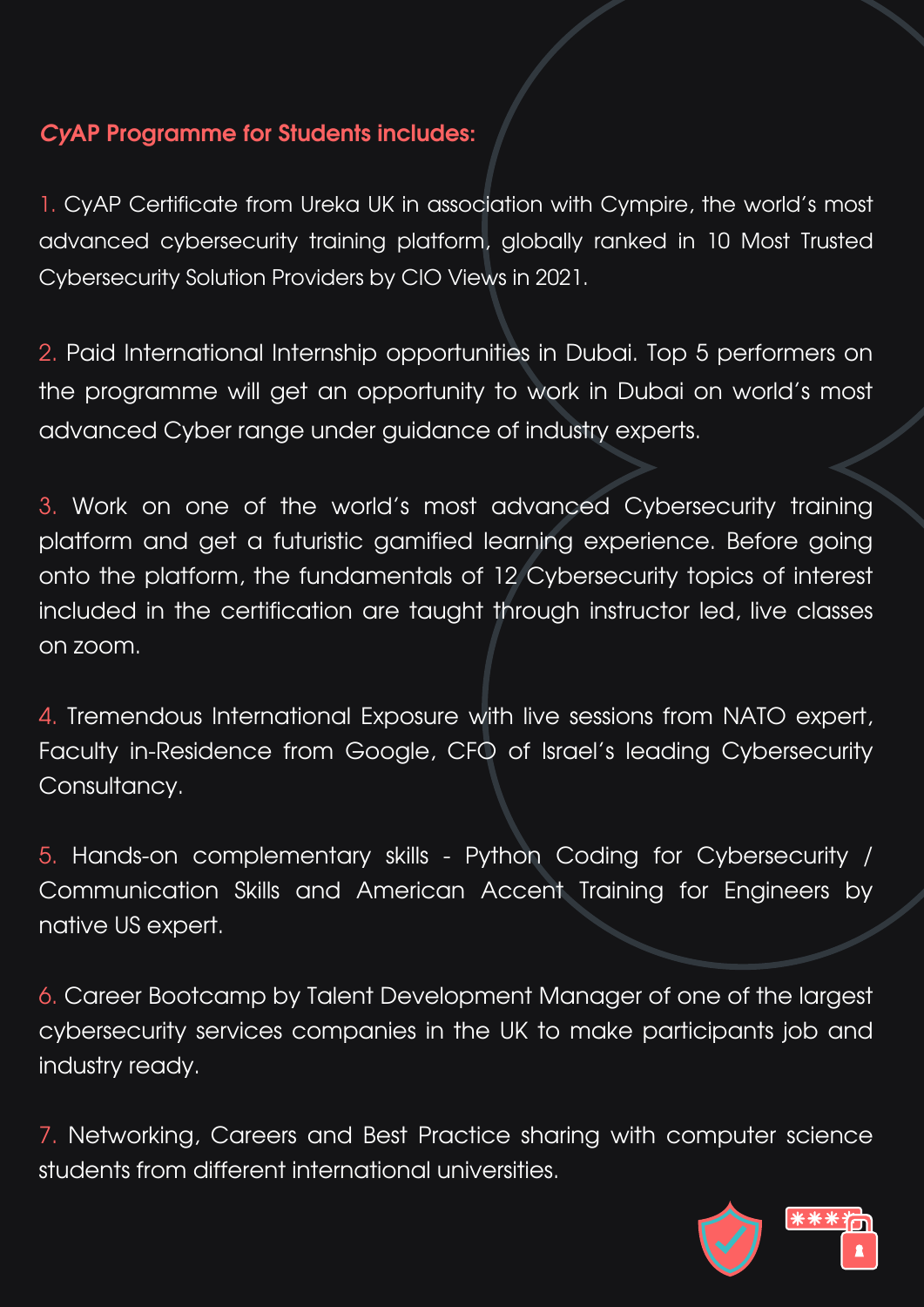## *Cy*AP Programme for Students includes:

1. CyAP Certificate from Ureka UK in association with Cympire, the world's most advanced cybersecurity training platform, globally ranked in 10 Most Trusted Cybersecurity Solution Providers by CIO Views in 2021.

2. Paid International Internship opportunities in Dubai. Top 5 performers on the programme will get an opportunity to work in Dubai on world's most advanced Cyber range under guidance of industry experts.

3. Work on one of the world's most advanced Cybersecurity training platform and get a futuristic gamified learning experience. Before going onto the platform, the fundamentals of 12 Cybersecurity topics of interest included in the certification are taught through instructor led, live classes on zoom.

4. Tremendous International Exposure with live sessions from NATO expert, Faculty in-Residence from Google, CFO of Israel's leading Cybersecurity Consultancy.

5. Hands-on complementary skills - Python Coding for Cybersecurity / Communication Skills and American Accent Training for Engineers by native US expert.

6. Career Bootcamp by Talent Development Manager of one of the largest cybersecurity services companies in the UK to make participants job and industry ready.

7. Networking, Careers and Best Practice sharing with computer science students from different international universities.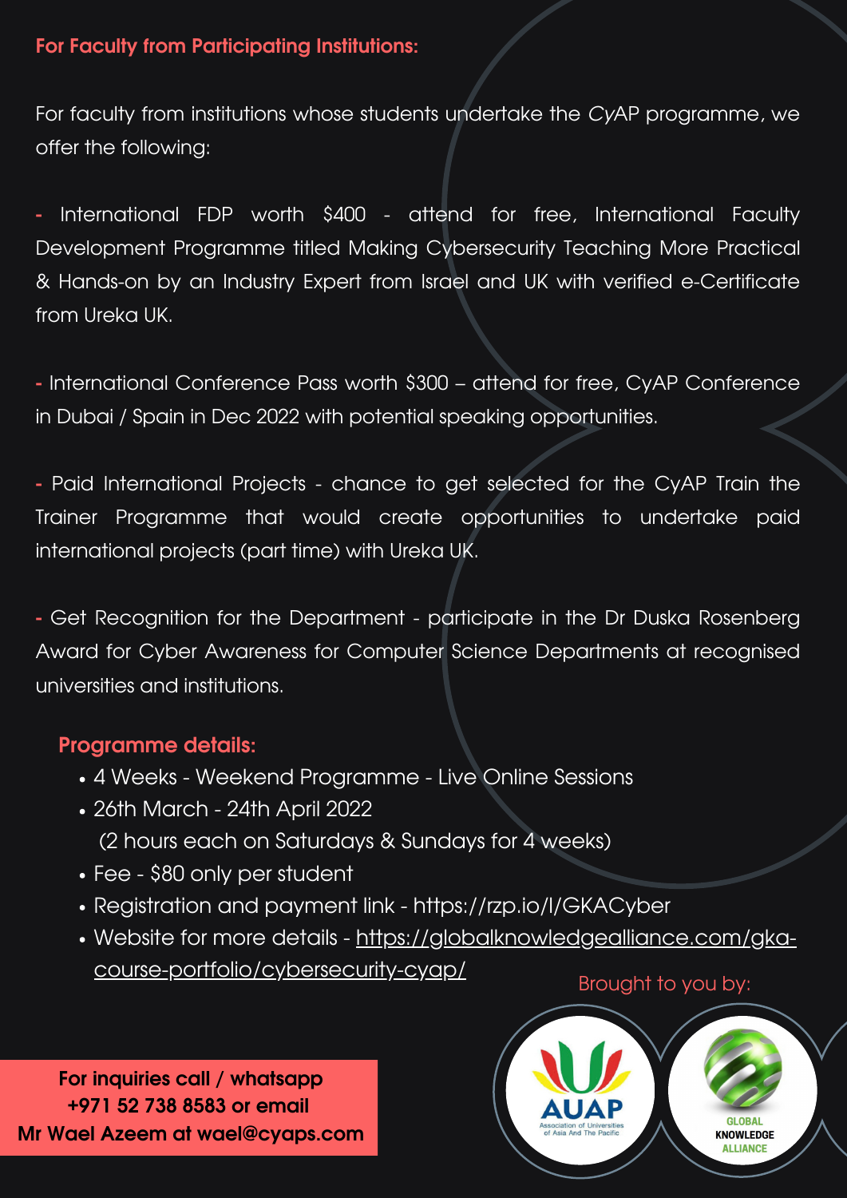## For Faculty from Participating Institutions:

For faculty from institutions whose students undertake the *Cy*AP programme, we offer the following:

- International FDP worth $400 - attend for free, International Faculty Development Programme titled Making Cybersecurity Teaching More Practical & Hands-on by an Industry Expert from Israel and UK with verified e-Certificate from Ureka UK.

- International Conference Pass worth $300 – attend for free, CyAP Conference in Dubai / Spain in Dec 2022 with potential speaking opportunities.

- Paid International Projects - chance to get selected for the CyAP Train the Trainer Programme that would create opportunities to undertake paid international projects (part time) with Ureka UK.

- Get Recognition for the Department - participate in the Dr Duska Rosenberg Award for Cyber Awareness for Computer Science Departments at recognised universities and institutions.

### Programme details:

- 4 Weeks - Weekend Programme - Live Online Sessions
- 26th March - 24th April 2022
  (2 hours each on Saturdays & Sundays for 4 weeks)
- Fee - $80 only per student
- Registration and payment link - https://rzp.io/l/GKACyber
- Website for more details - https://globalknowledgealliance.com/gka-course-portfolio/cybersecurity-cyap/

Brought to you by:

AUAP Association of Universities of Asia And The Pacific

GLOBAL KNOWLEDGE ALLIANCE

**For inquiries call / whatsapp +971 52 738 8583 or email Mr Wael Azeem at wael@cyaps.com**